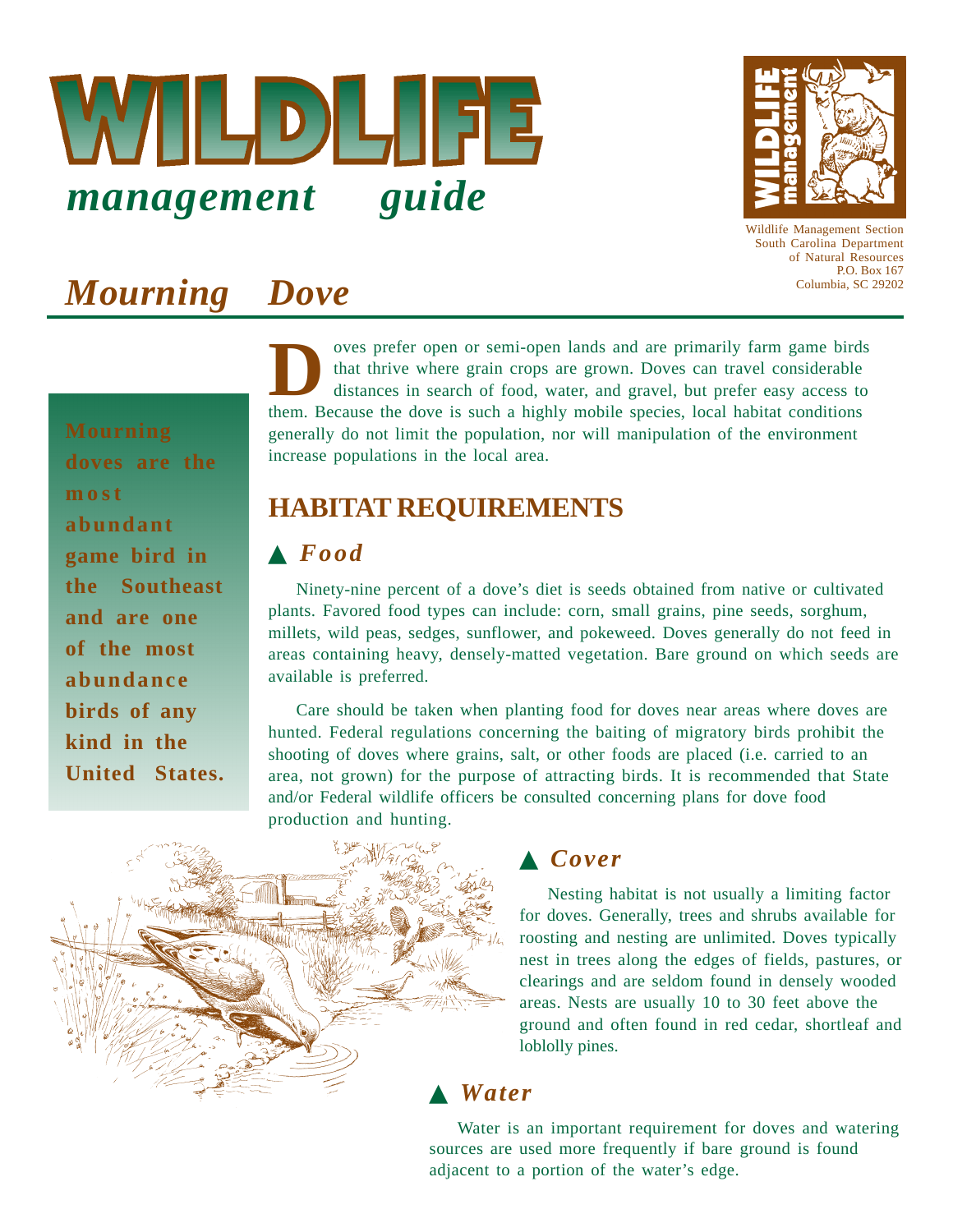# WILDLIFE *management guide*

Wildlife Management Section
South Carolina Department of Natural Resources
P.O. Box 167
Columbia, SC 29202

# *Mourning Dove*

**Mourning doves are the most abundant game bird in the Southeast and are one of the most abundance birds of any kind in the United States.**

Doves prefer open or semi-open lands and are primarily farm game birds that thrive where grain crops are grown. Doves can travel considerable distances in search of food, water, and gravel, but prefer easy access to them. Because the dove is such a highly mobile species, local habitat conditions generally do not limit the population, nor will manipulation of the environment increase populations in the local area.

## HABITAT REQUIREMENTS

### ▲ *Food*

Ninety-nine percent of a dove's diet is seeds obtained from native or cultivated plants. Favored food types can include: corn, small grains, pine seeds, sorghum, millets, wild peas, sedges, sunflower, and pokeweed. Doves generally do not feed in areas containing heavy, densely-matted vegetation. Bare ground on which seeds are available is preferred.

Care should be taken when planting food for doves near areas where doves are hunted. Federal regulations concerning the baiting of migratory birds prohibit the shooting of doves where grains, salt, or other foods are placed (i.e. carried to an area, not grown) for the purpose of attracting birds. It is recommended that State and/or Federal wildlife officers be consulted concerning plans for dove food production and hunting.

### ▲ *Cover*

Nesting habitat is not usually a limiting factor for doves. Generally, trees and shrubs available for roosting and nesting are unlimited. Doves typically nest in trees along the edges of fields, pastures, or clearings and are seldom found in densely wooded areas. Nests are usually 10 to 30 feet above the ground and often found in red cedar, shortleaf and loblolly pines.

### ▲ *Water*

Water is an important requirement for doves and watering sources are used more frequently if bare ground is found adjacent to a portion of the water's edge.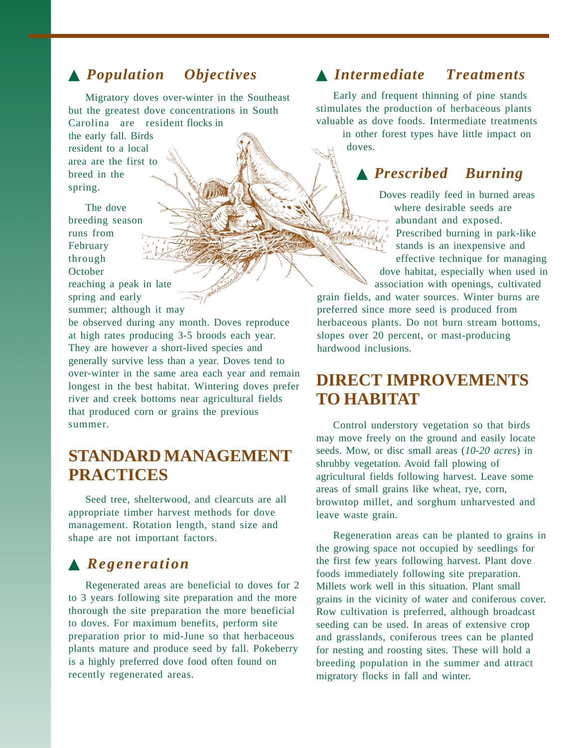### ▲ *Population Objectives*

Migratory doves over-winter in the Southeast but the greatest dove concentrations in South Carolina are resident flocks in the early fall. Birds resident to a local area are the first to breed in the spring.

The dove breeding season runs from February through October reaching a peak in late spring and early summer; although it may be observed during any month. Doves reproduce at high rates producing 3-5 broods each year. They are however a short-lived species and generally survive less than a year. Doves tend to over-winter in the same area each year and remain longest in the best habitat. Wintering doves prefer river and creek bottoms near agricultural fields that produced corn or grains the previous summer.

## STANDARD MANAGEMENT PRACTICES

Seed tree, shelterwood, and clearcuts are all appropriate timber harvest methods for dove management. Rotation length, stand size and shape are not important factors.

### ▲ *Regeneration*

Regenerated areas are beneficial to doves for 2 to 3 years following site preparation and the more thorough the site preparation the more beneficial to doves. For maximum benefits, perform site preparation prior to mid-June so that herbaceous plants mature and produce seed by fall. Pokeberry is a highly preferred dove food often found on recently regenerated areas.

### ▲ *Intermediate Treatments*

Early and frequent thinning of pine stands stimulates the production of herbaceous plants valuable as dove foods. Intermediate treatments in other forest types have little impact on doves.

### ▲ *Prescribed Burning*

Doves readily feed in burned areas where desirable seeds are abundant and exposed. Prescribed burning in park-like stands is an inexpensive and effective technique for managing dove habitat, especially when used in association with openings, cultivated grain fields, and water sources. Winter burns are preferred since more seed is produced from herbaceous plants. Do not burn stream bottoms, slopes over 20 percent, or mast-producing hardwood inclusions.

## DIRECT IMPROVEMENTS TO HABITAT

Control understory vegetation so that birds may move freely on the ground and easily locate seeds. Mow, or disc small areas (*10-20 acres*) in shrubby vegetation. Avoid fall plowing of agricultural fields following harvest. Leave some areas of small grains like wheat, rye, corn, browntop millet, and sorghum unharvested and leave waste grain.

Regeneration areas can be planted to grains in the growing space not occupied by seedlings for the first few years following harvest. Plant dove foods immediately following site preparation. Millets work well in this situation. Plant small grains in the vicinity of water and coniferous cover. Row cultivation is preferred, although broadcast seeding can be used. In areas of extensive crop and grasslands, coniferous trees can be planted for nesting and roosting sites. These will hold a breeding population in the summer and attract migratory flocks in fall and winter.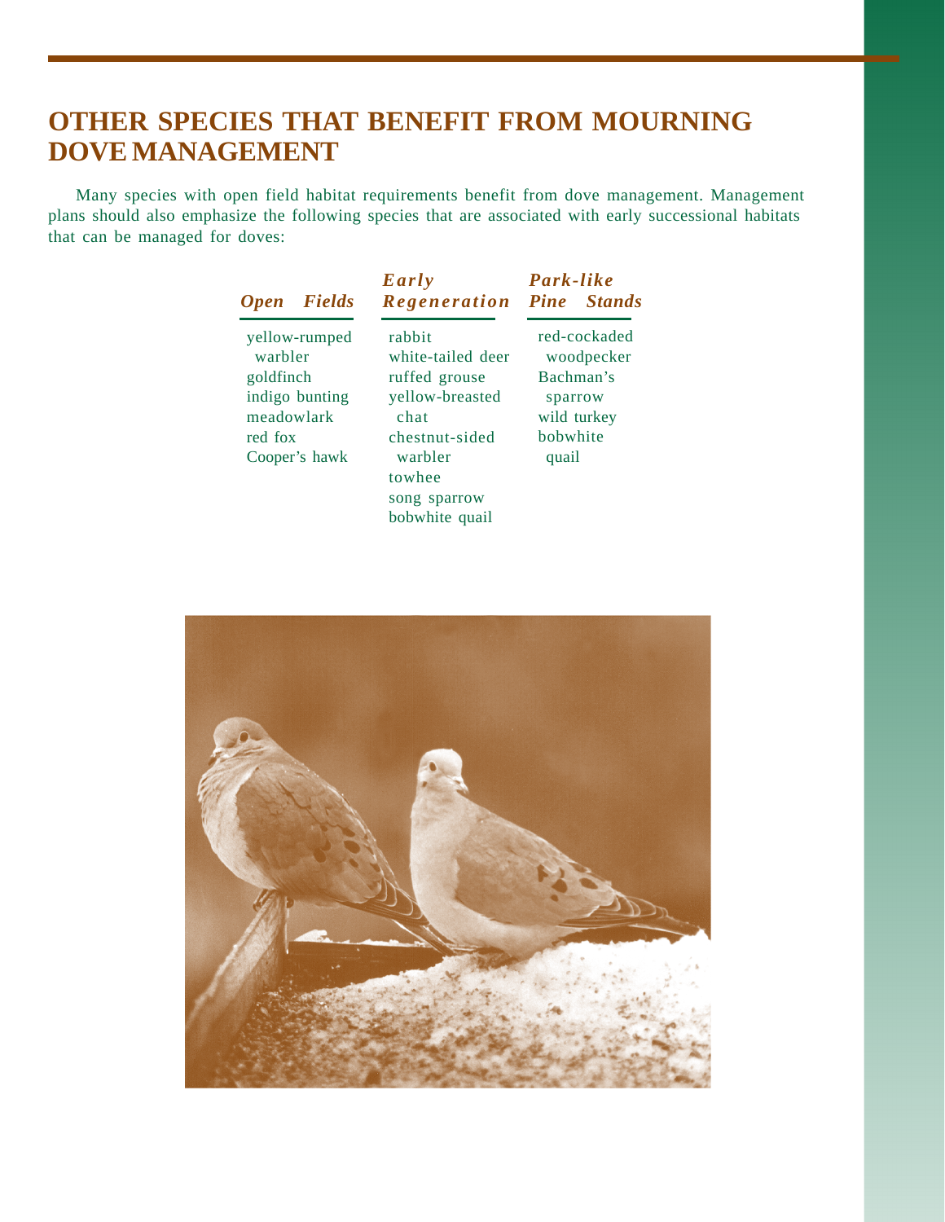## OTHER SPECIES THAT BENEFIT FROM MOURNING DOVE MANAGEMENT

Many species with open field habitat requirements benefit from dove management. Management plans should also emphasize the following species that are associated with early successional habitats that can be managed for doves:

| *Open Fields* | *Early Regeneration* | *Park-like Pine Stands* |
| --- | --- | --- |
| yellow-rumped warbler | rabbit | red-cockaded woodpecker |
| goldfinch | white-tailed deer | Bachman's sparrow |
| indigo bunting | ruffed grouse | wild turkey |
| meadowlark | yellow-breasted chat | bobwhite quail |
| red fox | chestnut-sided warbler | |
| Cooper's hawk | towhee | |
| | song sparrow | |
| | bobwhite quail | |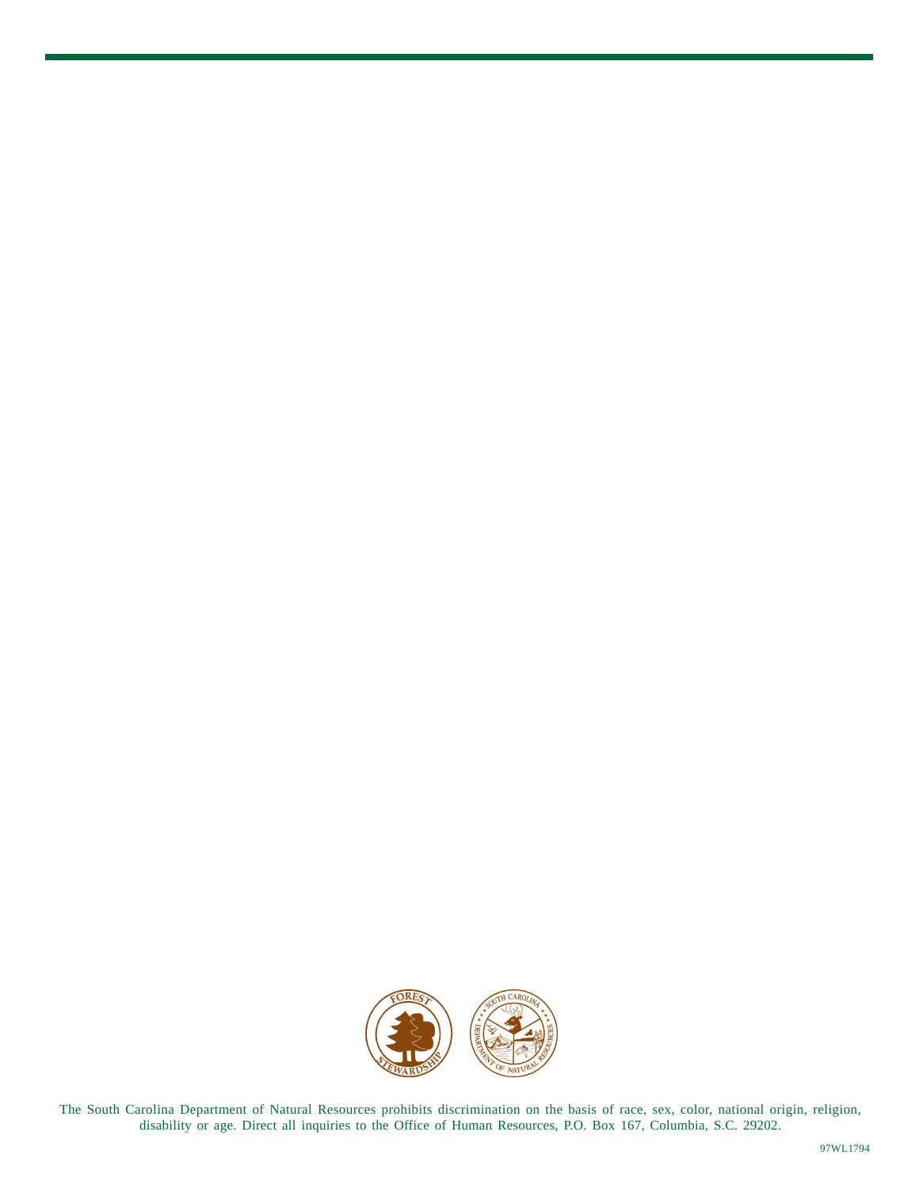The South Carolina Department of Natural Resources prohibits discrimination on the basis of race, sex, color, national origin, religion, disability or age. Direct all inquiries to the Office of Human Resources, P.O. Box 167, Columbia, S.C. 29202.

97WL1794